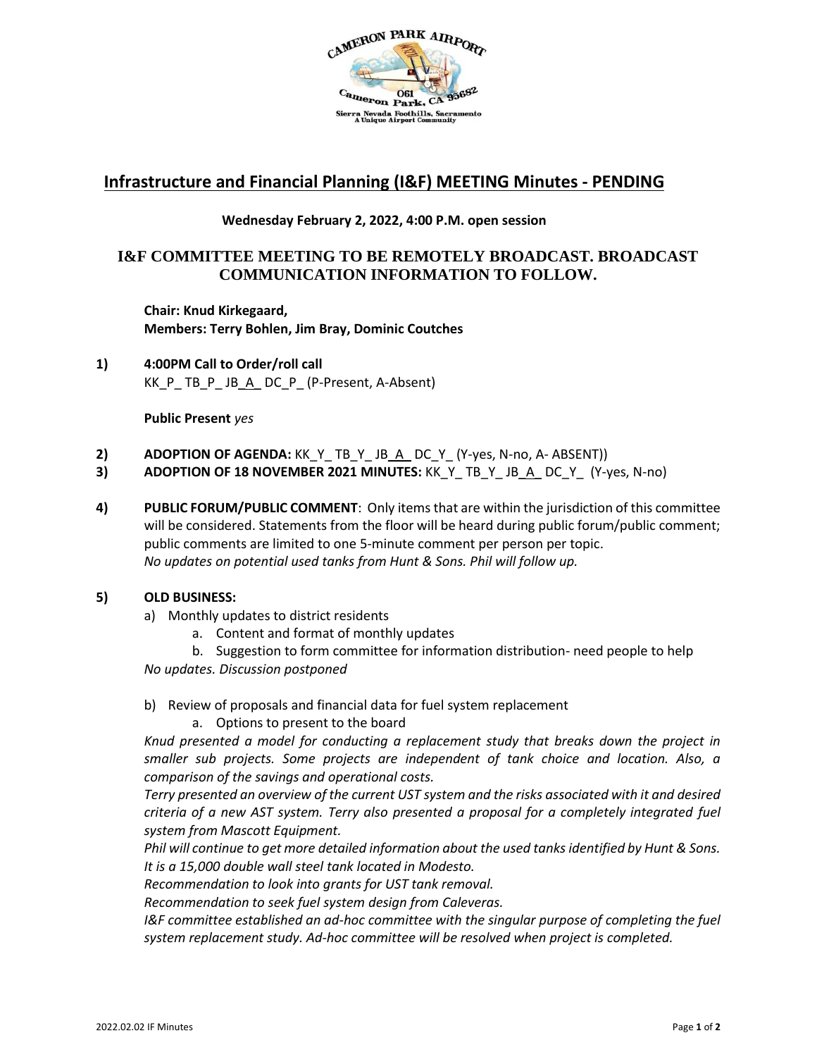# Infrastructure and Financial Planning (I&F) MEETING Minutes - PENDING

**Wednesday February 2, 2022, 4:00 P.M. open session**

**I&F COMMITTEE MEETING TO BE REMOTELY BROADCAST. BROADCAST COMMUNICATION INFORMATION TO FOLLOW.**

**Chair: Knud Kirkegaard,**
**Members: Terry Bohlen, Jim Bray, Dominic Coutches**

**1) 4:00PM Call to Order/roll call**
KK_P_ TB_P_ JB_A_ DC_P_ (P-Present, A-Absent)

**Public Present** *yes*

**2) ADOPTION OF AGENDA:** KK_Y_ TB_Y_ JB_A_ DC_Y_ (Y-yes, N-no, A- ABSENT))

**3) ADOPTION OF 18 NOVEMBER 2021 MINUTES:** KK_Y_ TB_Y_ JB_A_ DC_Y_ (Y-yes, N-no)

**4) PUBLIC FORUM/PUBLIC COMMENT**: Only items that are within the jurisdiction of this committee will be considered. Statements from the floor will be heard during public forum/public comment; public comments are limited to one 5-minute comment per person per topic.
*No updates on potential used tanks from Hunt & Sons. Phil will follow up.*

**5) OLD BUSINESS:**

a) Monthly updates to district residents
   a. Content and format of monthly updates
   b. Suggestion to form committee for information distribution- need people to help

*No updates. Discussion postponed*

b) Review of proposals and financial data for fuel system replacement
   a. Options to present to the board

*Knud presented a model for conducting a replacement study that breaks down the project in smaller sub projects. Some projects are independent of tank choice and location. Also, a comparison of the savings and operational costs.*

*Terry presented an overview of the current UST system and the risks associated with it and desired criteria of a new AST system. Terry also presented a proposal for a completely integrated fuel system from Mascott Equipment.*

*Phil will continue to get more detailed information about the used tanks identified by Hunt & Sons. It is a 15,000 double wall steel tank located in Modesto.*

*Recommendation to look into grants for UST tank removal.*

*Recommendation to seek fuel system design from Caleveras.*

*I&F committee established an ad-hoc committee with the singular purpose of completing the fuel system replacement study. Ad-hoc committee will be resolved when project is completed.*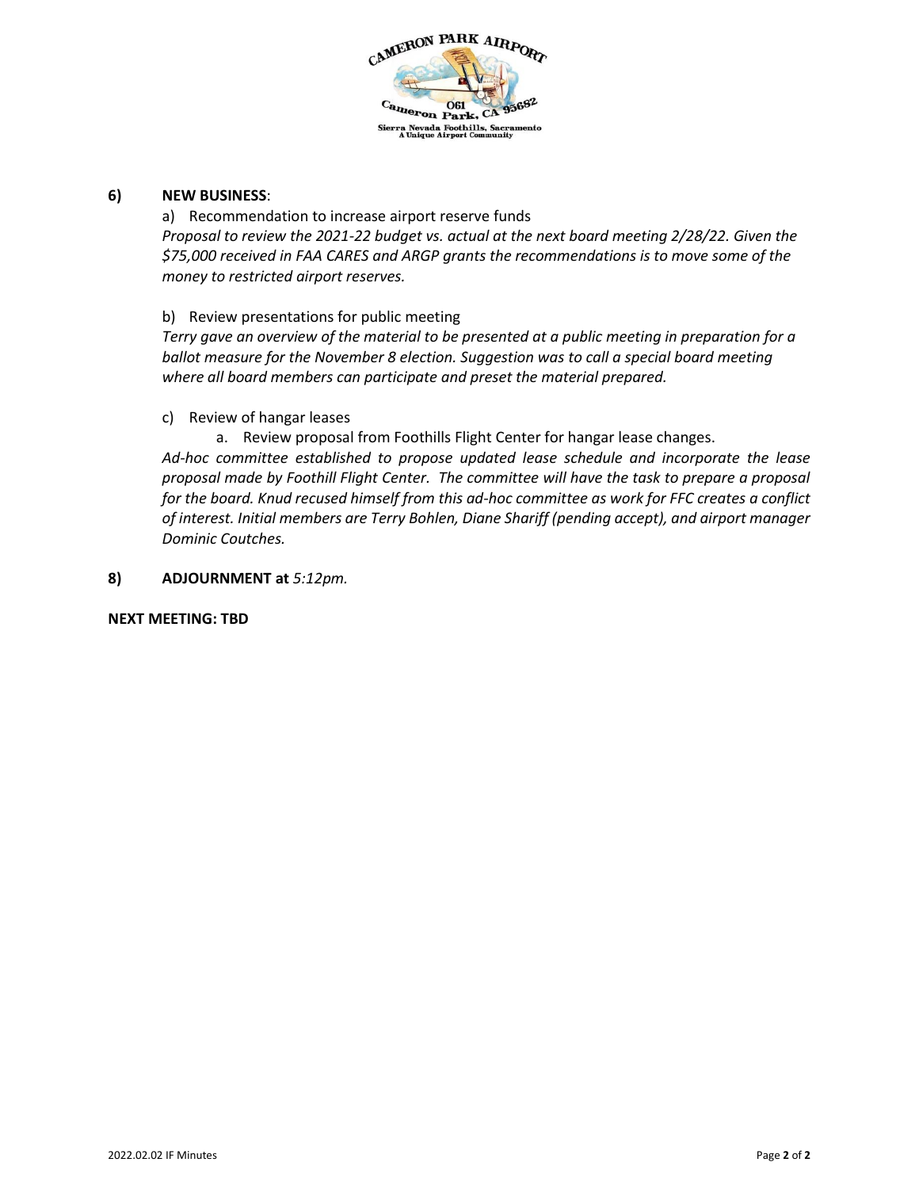**6) NEW BUSINESS**:

a) Recommendation to increase airport reserve funds

*Proposal to review the 2021-22 budget vs. actual at the next board meeting 2/28/22. Given the $75,000 received in FAA CARES and ARGP grants the recommendations is to move some of the money to restricted airport reserves.*

b) Review presentations for public meeting

*Terry gave an overview of the material to be presented at a public meeting in preparation for a ballot measure for the November 8 election. Suggestion was to call a special board meeting where all board members can participate and preset the material prepared.*

c) Review of hangar leases

a. Review proposal from Foothills Flight Center for hangar lease changes.

*Ad-hoc committee established to propose updated lease schedule and incorporate the lease proposal made by Foothill Flight Center. The committee will have the task to prepare a proposal for the board. Knud recused himself from this ad-hoc committee as work for FFC creates a conflict of interest. Initial members are Terry Bohlen, Diane Shariff (pending accept), and airport manager Dominic Coutches.*

**8) ADJOURNMENT at** *5:12pm.*

**NEXT MEETING: TBD**